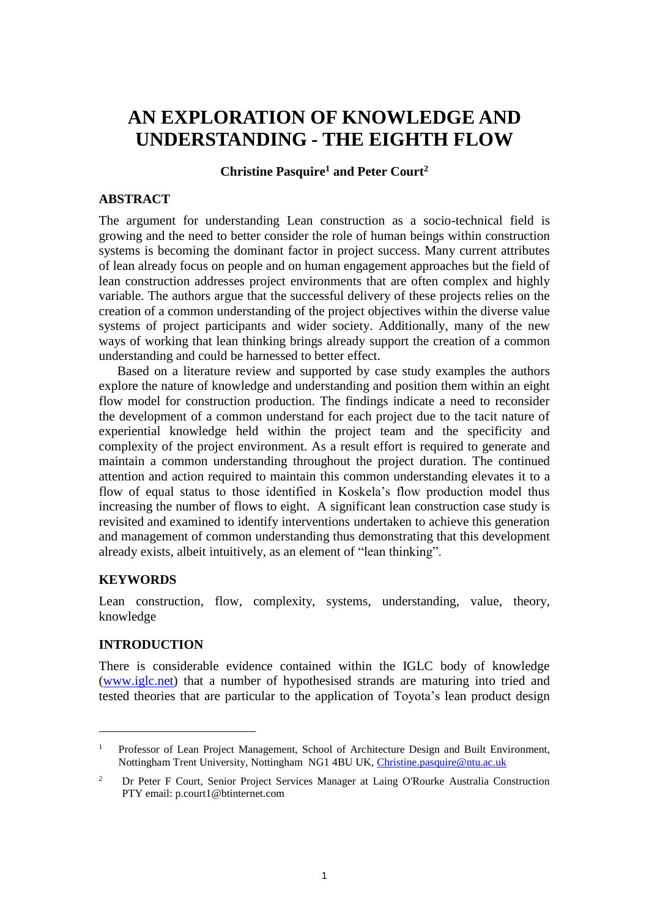# AN EXPLORATION OF KNOWLEDGE AND UNDERSTANDING - THE EIGHTH FLOW

**Christine Pasquire[1] and Peter Court[2]**

## ABSTRACT

The argument for understanding Lean construction as a socio-technical field is growing and the need to better consider the role of human beings within construction systems is becoming the dominant factor in project success. Many current attributes of lean already focus on people and on human engagement approaches but the field of lean construction addresses project environments that are often complex and highly variable. The authors argue that the successful delivery of these projects relies on the creation of a common understanding of the project objectives within the diverse value systems of project participants and wider society. Additionally, many of the new ways of working that lean thinking brings already support the creation of a common understanding and could be harnessed to better effect.

Based on a literature review and supported by case study examples the authors explore the nature of knowledge and understanding and position them within an eight flow model for construction production. The findings indicate a need to reconsider the development of a common understand for each project due to the tacit nature of experiential knowledge held within the project team and the specificity and complexity of the project environment. As a result effort is required to generate and maintain a common understanding throughout the project duration. The continued attention and action required to maintain this common understanding elevates it to a flow of equal status to those identified in Koskela's flow production model thus increasing the number of flows to eight. A significant lean construction case study is revisited and examined to identify interventions undertaken to achieve this generation and management of common understanding thus demonstrating that this development already exists, albeit intuitively, as an element of "lean thinking".

## KEYWORDS

Lean construction, flow, complexity, systems, understanding, value, theory, knowledge

## INTRODUCTION

There is considerable evidence contained within the IGLC body of knowledge (www.iglc.net) that a number of hypothesised strands are maturing into tried and tested theories that are particular to the application of Toyota's lean product design

---

[1] Professor of Lean Project Management, School of Architecture Design and Built Environment, Nottingham Trent University, Nottingham NG1 4BU UK, Christine.pasquire@ntu.ac.uk

[2] Dr Peter F Court, Senior Project Services Manager at Laing O'Rourke Australia Construction PTY email: p.court1@btinternet.com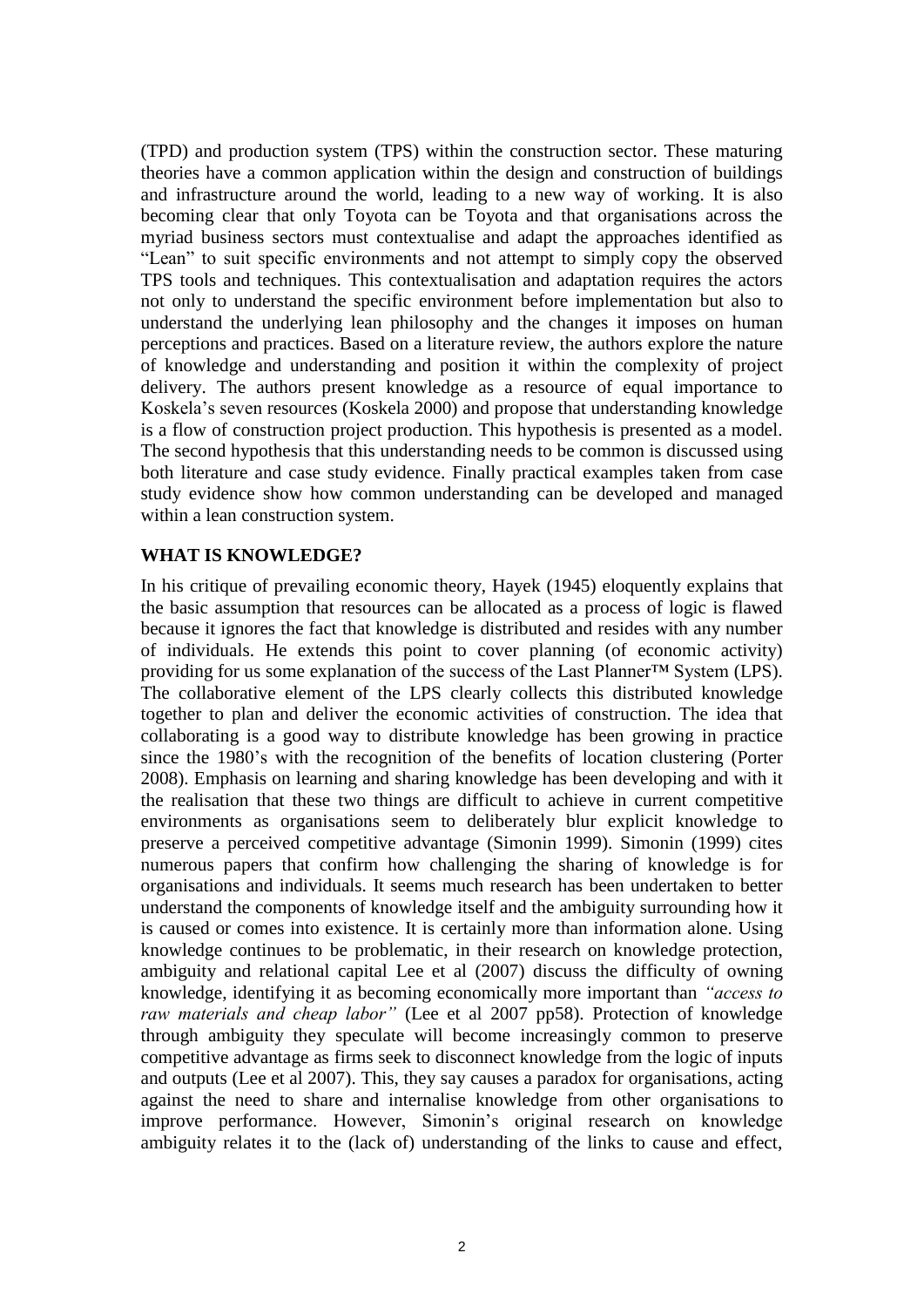(TPD) and production system (TPS) within the construction sector. These maturing theories have a common application within the design and construction of buildings and infrastructure around the world, leading to a new way of working. It is also becoming clear that only Toyota can be Toyota and that organisations across the myriad business sectors must contextualise and adapt the approaches identified as "Lean" to suit specific environments and not attempt to simply copy the observed TPS tools and techniques. This contextualisation and adaptation requires the actors not only to understand the specific environment before implementation but also to understand the underlying lean philosophy and the changes it imposes on human perceptions and practices. Based on a literature review, the authors explore the nature of knowledge and understanding and position it within the complexity of project delivery. The authors present knowledge as a resource of equal importance to Koskela's seven resources (Koskela 2000) and propose that understanding knowledge is a flow of construction project production. This hypothesis is presented as a model. The second hypothesis that this understanding needs to be common is discussed using both literature and case study evidence. Finally practical examples taken from case study evidence show how common understanding can be developed and managed within a lean construction system.

## WHAT IS KNOWLEDGE?

In his critique of prevailing economic theory, Hayek (1945) eloquently explains that the basic assumption that resources can be allocated as a process of logic is flawed because it ignores the fact that knowledge is distributed and resides with any number of individuals. He extends this point to cover planning (of economic activity) providing for us some explanation of the success of the Last Planner™ System (LPS). The collaborative element of the LPS clearly collects this distributed knowledge together to plan and deliver the economic activities of construction. The idea that collaborating is a good way to distribute knowledge has been growing in practice since the 1980's with the recognition of the benefits of location clustering (Porter 2008). Emphasis on learning and sharing knowledge has been developing and with it the realisation that these two things are difficult to achieve in current competitive environments as organisations seem to deliberately blur explicit knowledge to preserve a perceived competitive advantage (Simonin 1999). Simonin (1999) cites numerous papers that confirm how challenging the sharing of knowledge is for organisations and individuals. It seems much research has been undertaken to better understand the components of knowledge itself and the ambiguity surrounding how it is caused or comes into existence. It is certainly more than information alone. Using knowledge continues to be problematic, in their research on knowledge protection, ambiguity and relational capital Lee et al (2007) discuss the difficulty of owning knowledge, identifying it as becoming economically more important than *"access to raw materials and cheap labor"* (Lee et al 2007 pp58). Protection of knowledge through ambiguity they speculate will become increasingly common to preserve competitive advantage as firms seek to disconnect knowledge from the logic of inputs and outputs (Lee et al 2007). This, they say causes a paradox for organisations, acting against the need to share and internalise knowledge from other organisations to improve performance. However, Simonin's original research on knowledge ambiguity relates it to the (lack of) understanding of the links to cause and effect,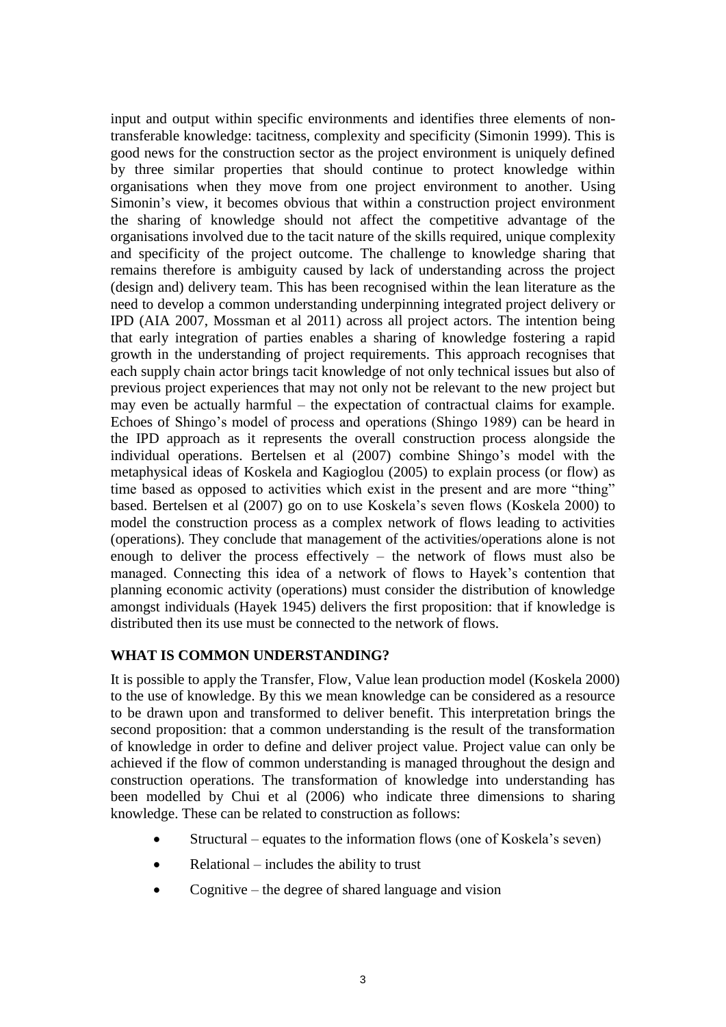input and output within specific environments and identifies three elements of non-transferable knowledge: tacitness, complexity and specificity (Simonin 1999). This is good news for the construction sector as the project environment is uniquely defined by three similar properties that should continue to protect knowledge within organisations when they move from one project environment to another. Using Simonin's view, it becomes obvious that within a construction project environment the sharing of knowledge should not affect the competitive advantage of the organisations involved due to the tacit nature of the skills required, unique complexity and specificity of the project outcome. The challenge to knowledge sharing that remains therefore is ambiguity caused by lack of understanding across the project (design and) delivery team. This has been recognised within the lean literature as the need to develop a common understanding underpinning integrated project delivery or IPD (AIA 2007, Mossman et al 2011) across all project actors. The intention being that early integration of parties enables a sharing of knowledge fostering a rapid growth in the understanding of project requirements. This approach recognises that each supply chain actor brings tacit knowledge of not only technical issues but also of previous project experiences that may not only not be relevant to the new project but may even be actually harmful – the expectation of contractual claims for example. Echoes of Shingo's model of process and operations (Shingo 1989) can be heard in the IPD approach as it represents the overall construction process alongside the individual operations. Bertelsen et al (2007) combine Shingo's model with the metaphysical ideas of Koskela and Kagioglou (2005) to explain process (or flow) as time based as opposed to activities which exist in the present and are more "thing" based. Bertelsen et al (2007) go on to use Koskela's seven flows (Koskela 2000) to model the construction process as a complex network of flows leading to activities (operations). They conclude that management of the activities/operations alone is not enough to deliver the process effectively – the network of flows must also be managed. Connecting this idea of a network of flows to Hayek's contention that planning economic activity (operations) must consider the distribution of knowledge amongst individuals (Hayek 1945) delivers the first proposition: that if knowledge is distributed then its use must be connected to the network of flows.

## WHAT IS COMMON UNDERSTANDING?

It is possible to apply the Transfer, Flow, Value lean production model (Koskela 2000) to the use of knowledge. By this we mean knowledge can be considered as a resource to be drawn upon and transformed to deliver benefit. This interpretation brings the second proposition: that a common understanding is the result of the transformation of knowledge in order to define and deliver project value. Project value can only be achieved if the flow of common understanding is managed throughout the design and construction operations. The transformation of knowledge into understanding has been modelled by Chui et al (2006) who indicate three dimensions to sharing knowledge. These can be related to construction as follows:

- Structural – equates to the information flows (one of Koskela's seven)
- Relational – includes the ability to trust
- Cognitive – the degree of shared language and vision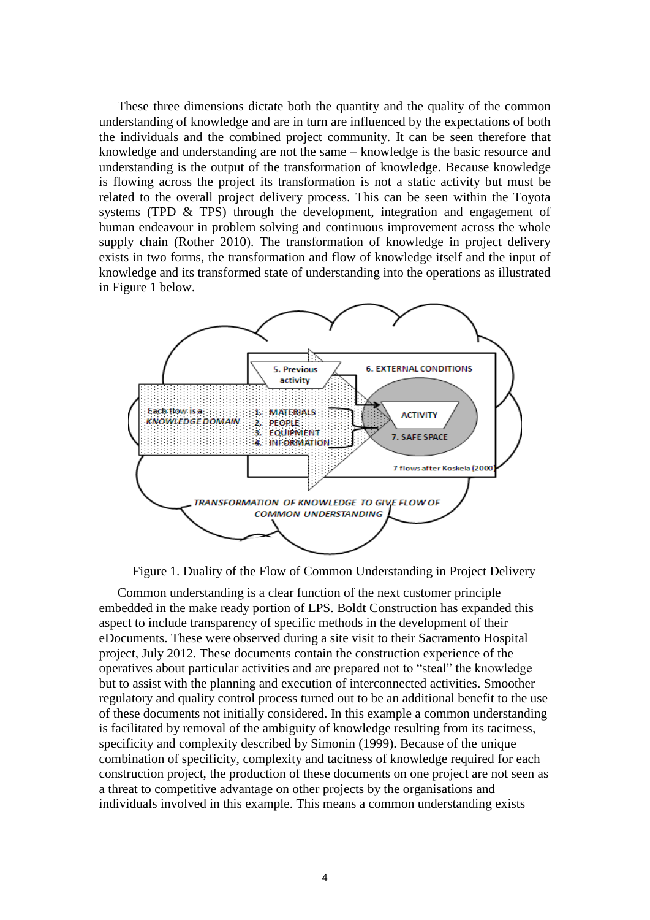These three dimensions dictate both the quantity and the quality of the common understanding of knowledge and are in turn are influenced by the expectations of both the individuals and the combined project community. It can be seen therefore that knowledge and understanding are not the same – knowledge is the basic resource and understanding is the output of the transformation of knowledge. Because knowledge is flowing across the project its transformation is not a static activity but must be related to the overall project delivery process. This can be seen within the Toyota systems (TPD & TPS) through the development, integration and engagement of human endeavour in problem solving and continuous improvement across the whole supply chain (Rother 2010). The transformation of knowledge in project delivery exists in two forms, the transformation and flow of knowledge itself and the input of knowledge and its transformed state of understanding into the operations as illustrated in Figure 1 below.

Each flow is a *KNOWLEDGE DOMAIN*

5. Previous activity

6. EXTERNAL CONDITIONS

1. MATERIALS
2. PEOPLE
3. EQUIPMENT
4. INFORMATION

ACTIVITY

7. SAFE SPACE

7 flows after Koskela (2000)

*TRANSFORMATION OF KNOWLEDGE TO GIVE FLOW OF COMMON UNDERSTANDING*

Figure 1. Duality of the Flow of Common Understanding in Project Delivery

Common understanding is a clear function of the next customer principle embedded in the make ready portion of LPS. Boldt Construction has expanded this aspect to include transparency of specific methods in the development of their eDocuments. These were observed during a site visit to their Sacramento Hospital project, July 2012. These documents contain the construction experience of the operatives about particular activities and are prepared not to "steal" the knowledge but to assist with the planning and execution of interconnected activities. Smoother regulatory and quality control process turned out to be an additional benefit to the use of these documents not initially considered. In this example a common understanding is facilitated by removal of the ambiguity of knowledge resulting from its tacitness, specificity and complexity described by Simonin (1999). Because of the unique combination of specificity, complexity and tacitness of knowledge required for each construction project, the production of these documents on one project are not seen as a threat to competitive advantage on other projects by the organisations and individuals involved in this example. This means a common understanding exists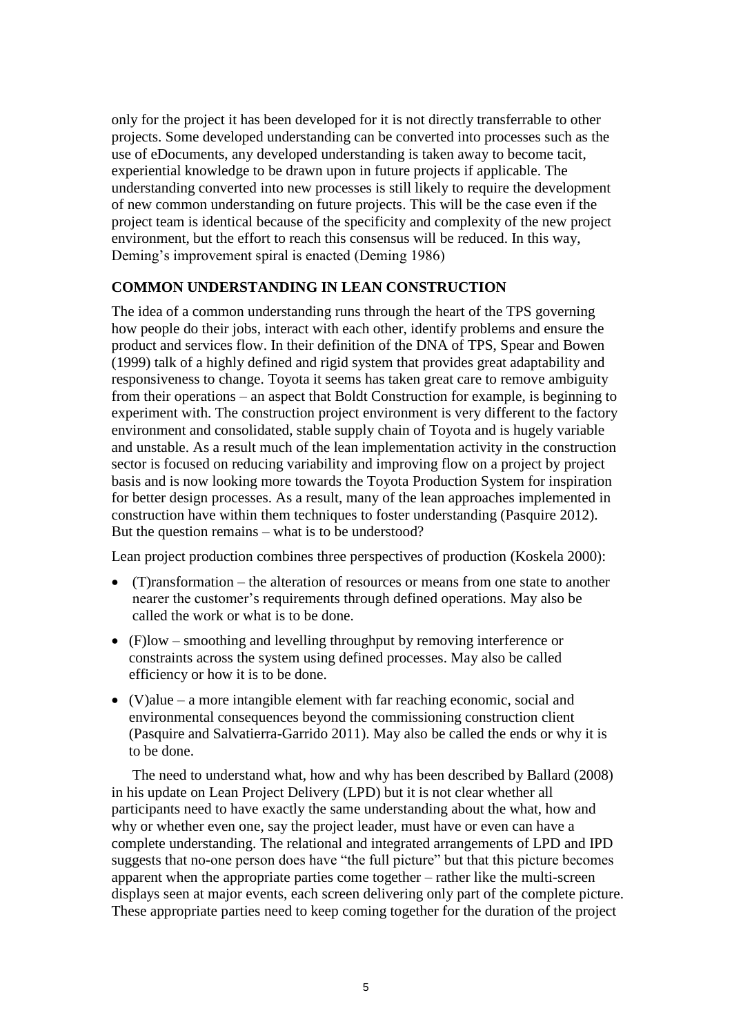only for the project it has been developed for it is not directly transferrable to other projects. Some developed understanding can be converted into processes such as the use of eDocuments, any developed understanding is taken away to become tacit, experiential knowledge to be drawn upon in future projects if applicable. The understanding converted into new processes is still likely to require the development of new common understanding on future projects. This will be the case even if the project team is identical because of the specificity and complexity of the new project environment, but the effort to reach this consensus will be reduced. In this way, Deming's improvement spiral is enacted (Deming 1986)

## COMMON UNDERSTANDING IN LEAN CONSTRUCTION

The idea of a common understanding runs through the heart of the TPS governing how people do their jobs, interact with each other, identify problems and ensure the product and services flow. In their definition of the DNA of TPS, Spear and Bowen (1999) talk of a highly defined and rigid system that provides great adaptability and responsiveness to change. Toyota it seems has taken great care to remove ambiguity from their operations – an aspect that Boldt Construction for example, is beginning to experiment with. The construction project environment is very different to the factory environment and consolidated, stable supply chain of Toyota and is hugely variable and unstable. As a result much of the lean implementation activity in the construction sector is focused on reducing variability and improving flow on a project by project basis and is now looking more towards the Toyota Production System for inspiration for better design processes. As a result, many of the lean approaches implemented in construction have within them techniques to foster understanding (Pasquire 2012). But the question remains – what is to be understood?

Lean project production combines three perspectives of production (Koskela 2000):

- (T)ransformation – the alteration of resources or means from one state to another nearer the customer's requirements through defined operations. May also be called the work or what is to be done.
- (F)low – smoothing and levelling throughput by removing interference or constraints across the system using defined processes. May also be called efficiency or how it is to be done.
- (V)alue – a more intangible element with far reaching economic, social and environmental consequences beyond the commissioning construction client (Pasquire and Salvatierra-Garrido 2011). May also be called the ends or why it is to be done.

The need to understand what, how and why has been described by Ballard (2008) in his update on Lean Project Delivery (LPD) but it is not clear whether all participants need to have exactly the same understanding about the what, how and why or whether even one, say the project leader, must have or even can have a complete understanding. The relational and integrated arrangements of LPD and IPD suggests that no-one person does have "the full picture" but that this picture becomes apparent when the appropriate parties come together – rather like the multi-screen displays seen at major events, each screen delivering only part of the complete picture. These appropriate parties need to keep coming together for the duration of the project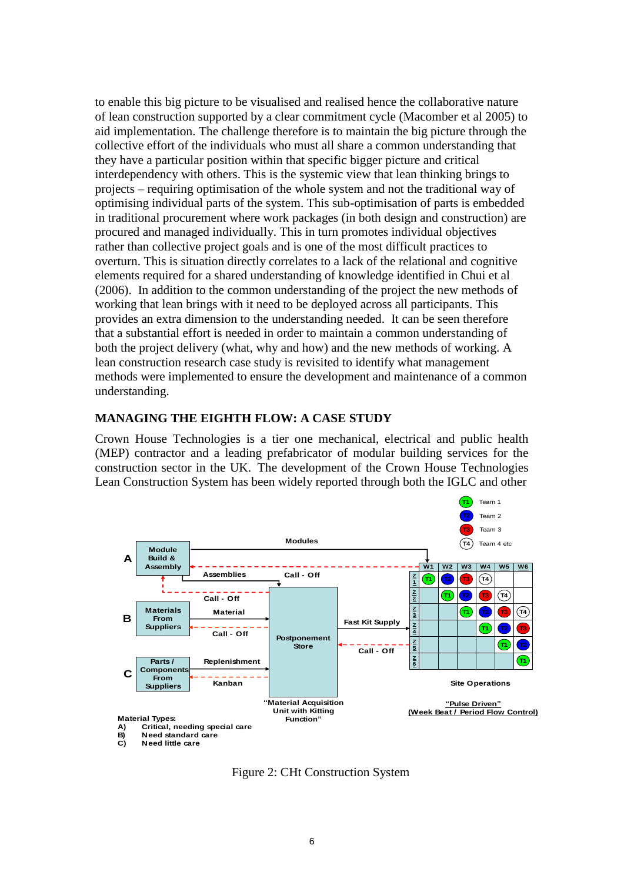to enable this big picture to be visualised and realised hence the collaborative nature of lean construction supported by a clear commitment cycle (Macomber et al 2005) to aid implementation. The challenge therefore is to maintain the big picture through the collective effort of the individuals who must all share a common understanding that they have a particular position within that specific bigger picture and critical interdependency with others. This is the systemic view that lean thinking brings to projects – requiring optimisation of the whole system and not the traditional way of optimising individual parts of the system. This sub-optimisation of parts is embedded in traditional procurement where work packages (in both design and construction) are procured and managed individually. This in turn promotes individual objectives rather than collective project goals and is one of the most difficult practices to overturn. This is situation directly correlates to a lack of the relational and cognitive elements required for a shared understanding of knowledge identified in Chui et al (2006). In addition to the common understanding of the project the new methods of working that lean brings with it need to be deployed across all participants. This provides an extra dimension to the understanding needed. It can be seen therefore that a substantial effort is needed in order to maintain a common understanding of both the project delivery (what, why and how) and the new methods of working. A lean construction research case study is revisited to identify what management methods were implemented to ensure the development and maintenance of a common understanding.

## MANAGING THE EIGHTH FLOW: A CASE STUDY

Crown House Technologies is a tier one mechanical, electrical and public health (MEP) contractor and a leading prefabricator of modular building services for the construction sector in the UK. The development of the Crown House Technologies Lean Construction System has been widely reported through both the IGLC and other

Figure 2: CHt Construction System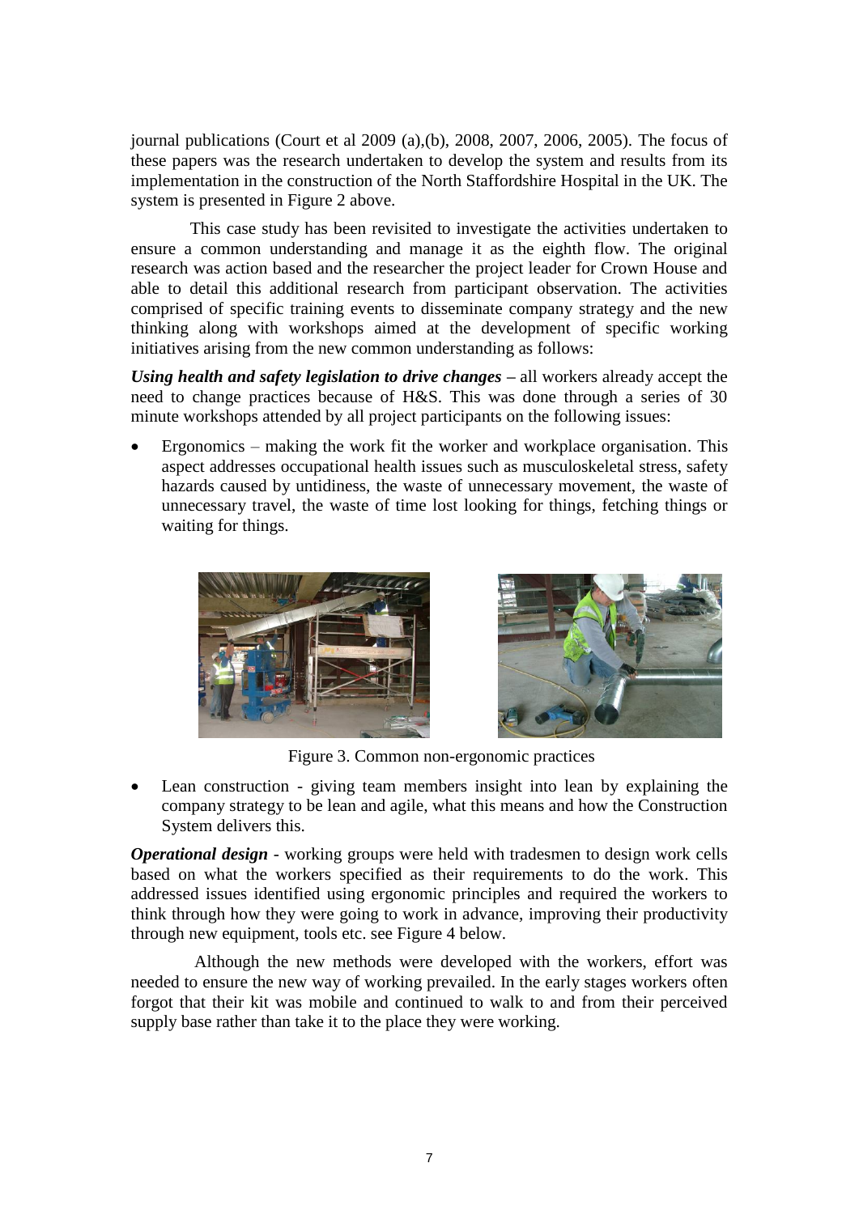journal publications (Court et al 2009 (a),(b), 2008, 2007, 2006, 2005). The focus of these papers was the research undertaken to develop the system and results from its implementation in the construction of the North Staffordshire Hospital in the UK. The system is presented in Figure 2 above.

This case study has been revisited to investigate the activities undertaken to ensure a common understanding and manage it as the eighth flow. The original research was action based and the researcher the project leader for Crown House and able to detail this additional research from participant observation. The activities comprised of specific training events to disseminate company strategy and the new thinking along with workshops aimed at the development of specific working initiatives arising from the new common understanding as follows:

***Using health and safety legislation to drive changes*** – all workers already accept the need to change practices because of H&S. This was done through a series of 30 minute workshops attended by all project participants on the following issues:

- Ergonomics – making the work fit the worker and workplace organisation. This aspect addresses occupational health issues such as musculoskeletal stress, safety hazards caused by untidiness, the waste of unnecessary movement, the waste of unnecessary travel, the waste of time lost looking for things, fetching things or waiting for things.

Figure 3. Common non-ergonomic practices

- Lean construction - giving team members insight into lean by explaining the company strategy to be lean and agile, what this means and how the Construction System delivers this.

***Operational design*** - working groups were held with tradesmen to design work cells based on what the workers specified as their requirements to do the work. This addressed issues identified using ergonomic principles and required the workers to think through how they were going to work in advance, improving their productivity through new equipment, tools etc. see Figure 4 below.

Although the new methods were developed with the workers, effort was needed to ensure the new way of working prevailed. In the early stages workers often forgot that their kit was mobile and continued to walk to and from their perceived supply base rather than take it to the place they were working.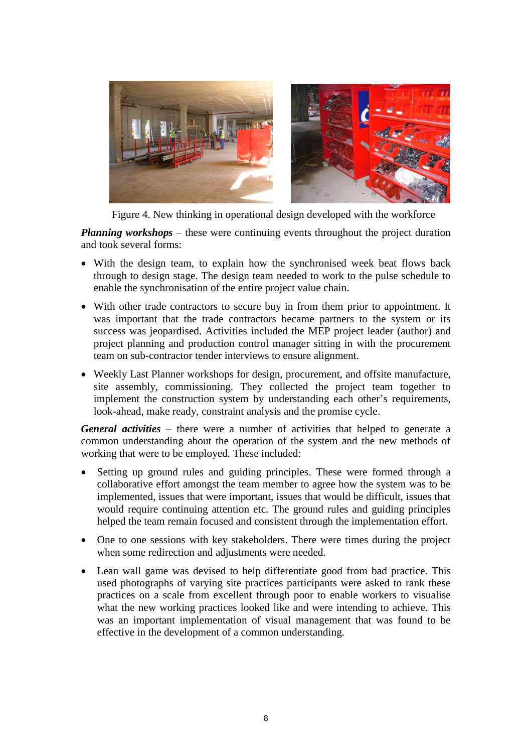Figure 4. New thinking in operational design developed with the workforce

***Planning workshops*** – these were continuing events throughout the project duration and took several forms:

- With the design team, to explain how the synchronised week beat flows back through to design stage. The design team needed to work to the pulse schedule to enable the synchronisation of the entire project value chain.
- With other trade contractors to secure buy in from them prior to appointment. It was important that the trade contractors became partners to the system or its success was jeopardised. Activities included the MEP project leader (author) and project planning and production control manager sitting in with the procurement team on sub-contractor tender interviews to ensure alignment.
- Weekly Last Planner workshops for design, procurement, and offsite manufacture, site assembly, commissioning. They collected the project team together to implement the construction system by understanding each other's requirements, look-ahead, make ready, constraint analysis and the promise cycle.

***General activities*** – there were a number of activities that helped to generate a common understanding about the operation of the system and the new methods of working that were to be employed. These included:

- Setting up ground rules and guiding principles. These were formed through a collaborative effort amongst the team member to agree how the system was to be implemented, issues that were important, issues that would be difficult, issues that would require continuing attention etc. The ground rules and guiding principles helped the team remain focused and consistent through the implementation effort.
- One to one sessions with key stakeholders. There were times during the project when some redirection and adjustments were needed.
- Lean wall game was devised to help differentiate good from bad practice. This used photographs of varying site practices participants were asked to rank these practices on a scale from excellent through poor to enable workers to visualise what the new working practices looked like and were intending to achieve. This was an important implementation of visual management that was found to be effective in the development of a common understanding.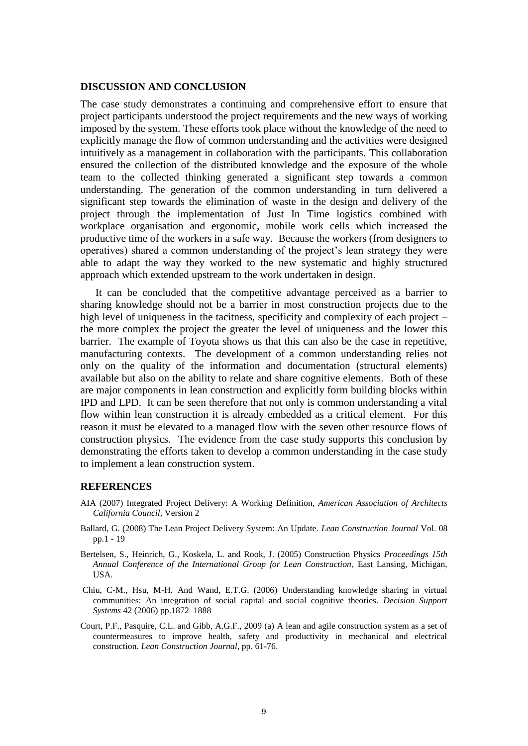## DISCUSSION AND CONCLUSION

The case study demonstrates a continuing and comprehensive effort to ensure that project participants understood the project requirements and the new ways of working imposed by the system. These efforts took place without the knowledge of the need to explicitly manage the flow of common understanding and the activities were designed intuitively as a management in collaboration with the participants. This collaboration ensured the collection of the distributed knowledge and the exposure of the whole team to the collected thinking generated a significant step towards a common understanding. The generation of the common understanding in turn delivered a significant step towards the elimination of waste in the design and delivery of the project through the implementation of Just In Time logistics combined with workplace organisation and ergonomic, mobile work cells which increased the productive time of the workers in a safe way. Because the workers (from designers to operatives) shared a common understanding of the project's lean strategy they were able to adapt the way they worked to the new systematic and highly structured approach which extended upstream to the work undertaken in design.

It can be concluded that the competitive advantage perceived as a barrier to sharing knowledge should not be a barrier in most construction projects due to the high level of uniqueness in the tacitness, specificity and complexity of each project – the more complex the project the greater the level of uniqueness and the lower this barrier. The example of Toyota shows us that this can also be the case in repetitive, manufacturing contexts. The development of a common understanding relies not only on the quality of the information and documentation (structural elements) available but also on the ability to relate and share cognitive elements. Both of these are major components in lean construction and explicitly form building blocks within IPD and LPD. It can be seen therefore that not only is common understanding a vital flow within lean construction it is already embedded as a critical element. For this reason it must be elevated to a managed flow with the seven other resource flows of construction physics. The evidence from the case study supports this conclusion by demonstrating the efforts taken to develop a common understanding in the case study to implement a lean construction system.

## REFERENCES

AIA (2007) Integrated Project Delivery: A Working Definition, *American Association of Architects California Council*, Version 2

Ballard, G. (2008) The Lean Project Delivery System: An Update. *Lean Construction Journal* Vol. 08 pp.1 - 19

Bertelsen, S., Heinrich, G., Koskela, L. and Rook, J. (2005) Construction Physics *Proceedings 15th Annual Conference of the International Group for Lean Construction*, East Lansing, Michigan, USA.

Chiu, C-M., Hsu, M-H. And Wand, E.T.G. (2006) Understanding knowledge sharing in virtual communities: An integration of social capital and social cognitive theories. *Decision Support Systems* 42 (2006) pp.1872–1888

Court, P.F., Pasquire, C.L. and Gibb, A.G.F., 2009 (a) A lean and agile construction system as a set of countermeasures to improve health, safety and productivity in mechanical and electrical construction. *Lean Construction Journal*, pp. 61-76.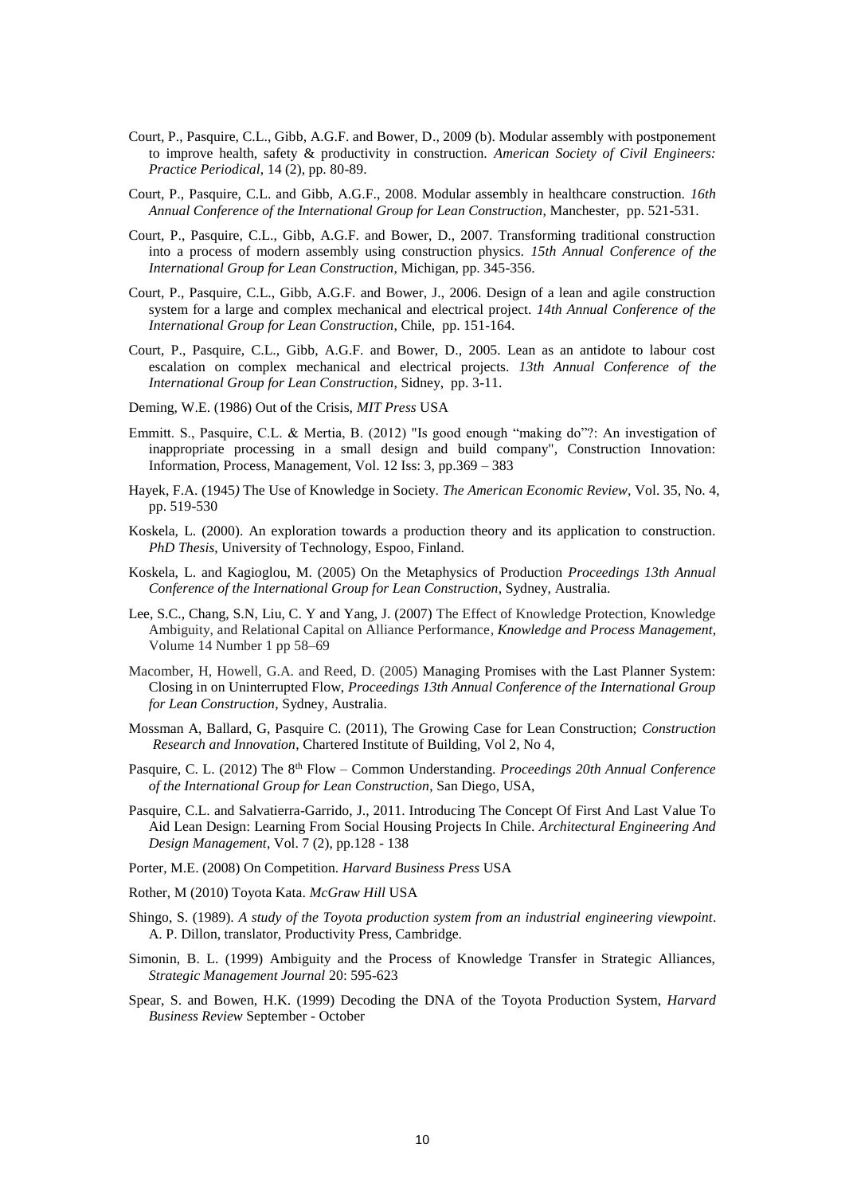Court, P., Pasquire, C.L., Gibb, A.G.F. and Bower, D., 2009 (b). Modular assembly with postponement to improve health, safety & productivity in construction. *American Society of Civil Engineers: Practice Periodical*, 14 (2), pp. 80-89.

Court, P., Pasquire, C.L. and Gibb, A.G.F., 2008. Modular assembly in healthcare construction. *16th Annual Conference of the International Group for Lean Construction*, Manchester, pp. 521-531.

Court, P., Pasquire, C.L., Gibb, A.G.F. and Bower, D., 2007. Transforming traditional construction into a process of modern assembly using construction physics. *15th Annual Conference of the International Group for Lean Construction*, Michigan, pp. 345-356.

Court, P., Pasquire, C.L., Gibb, A.G.F. and Bower, J., 2006. Design of a lean and agile construction system for a large and complex mechanical and electrical project. *14th Annual Conference of the International Group for Lean Construction*, Chile, pp. 151-164.

Court, P., Pasquire, C.L., Gibb, A.G.F. and Bower, D., 2005. Lean as an antidote to labour cost escalation on complex mechanical and electrical projects. *13th Annual Conference of the International Group for Lean Construction*, Sidney, pp. 3-11.

Deming, W.E. (1986) Out of the Crisis, *MIT Press* USA

Emmitt. S., Pasquire, C.L. & Mertia, B. (2012) "Is good enough "making do"?: An investigation of inappropriate processing in a small design and build company", Construction Innovation: Information, Process, Management, Vol. 12 Iss: 3, pp.369 – 383

Hayek, F.A. (1945*)* The Use of Knowledge in Society. *The American Economic Review*, Vol. 35, No. 4, pp. 519-530

Koskela, L. (2000). An exploration towards a production theory and its application to construction. *PhD Thesis*, University of Technology, Espoo, Finland.

Koskela, L. and Kagioglou, M. (2005) On the Metaphysics of Production *Proceedings 13th Annual Conference of the International Group for Lean Construction*, Sydney, Australia.

Lee, S.C., Chang, S.N, Liu, C. Y and Yang, J. (2007) The Effect of Knowledge Protection, Knowledge Ambiguity, and Relational Capital on Alliance Performance, *Knowledge and Process Management,* Volume 14 Number 1 pp 58–69

Macomber, H, Howell, G.A. and Reed, D. (2005) Managing Promises with the Last Planner System: Closing in on Uninterrupted Flow, *Proceedings 13th Annual Conference of the International Group for Lean Construction*, Sydney, Australia.

Mossman A, Ballard, G, Pasquire C. (2011), The Growing Case for Lean Construction; *Construction Research and Innovation*, Chartered Institute of Building, Vol 2, No 4,

Pasquire, C. L. (2012) The 8th Flow – Common Understanding. *Proceedings 20th Annual Conference of the International Group for Lean Construction*, San Diego, USA,

Pasquire, C.L. and Salvatierra-Garrido, J., 2011. Introducing The Concept Of First And Last Value To Aid Lean Design: Learning From Social Housing Projects In Chile. *Architectural Engineering And Design Management*, Vol. 7 (2), pp.128 - 138

Porter, M.E. (2008) On Competition. *Harvard Business Press* USA

Rother, M (2010) Toyota Kata. *McGraw Hill* USA

Shingo, S. (1989). *A study of the Toyota production system from an industrial engineering viewpoint*. A. P. Dillon, translator, Productivity Press, Cambridge.

Simonin, B. L. (1999) Ambiguity and the Process of Knowledge Transfer in Strategic Alliances, *Strategic Management Journal* 20: 595-623

Spear, S. and Bowen, H.K. (1999) Decoding the DNA of the Toyota Production System, *Harvard Business Review* September - October